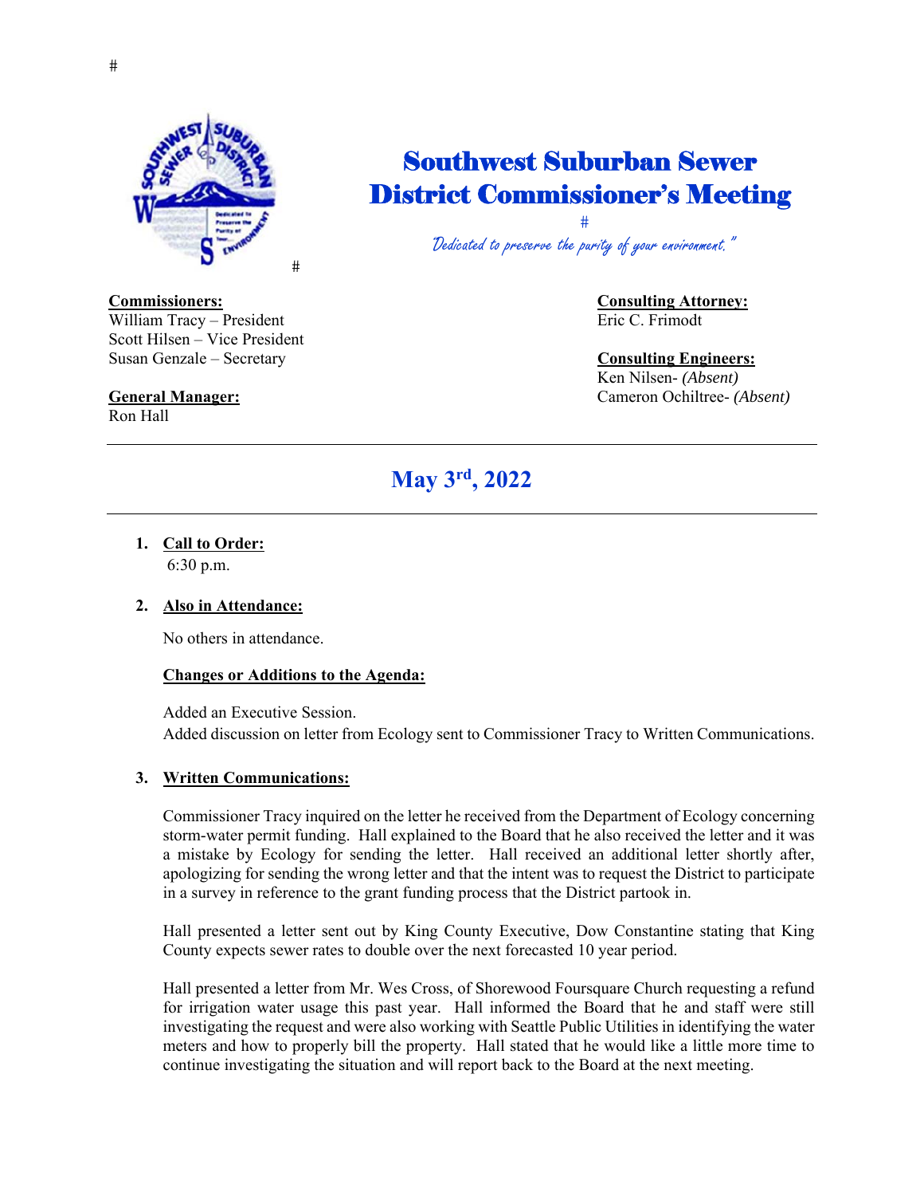#

#

# Southwest Suburban Sewer District Commissioner's Meeting

#

*Dedicated to preserve the purity of your environment."*

**Commissioners:**
William Tracy – President
Scott Hilsen – Vice President
Susan Genzale – Secretary

**General Manager:**
Ron Hall

**Consulting Attorney:**
Eric C. Frimodt

**Consulting Engineers:**
Ken Nilsen- *(Absent)*
Cameron Ochiltree- *(Absent)*

---

## May 3rd, 2022

---

1. **Call to Order:**
   6:30 p.m.

2. **Also in Attendance:**

   No others in attendance.

   **Changes or Additions to the Agenda:**

   Added an Executive Session.
   Added discussion on letter from Ecology sent to Commissioner Tracy to Written Communications.

3. **Written Communications:**

   Commissioner Tracy inquired on the letter he received from the Department of Ecology concerning storm-water permit funding. Hall explained to the Board that he also received the letter and it was a mistake by Ecology for sending the letter. Hall received an additional letter shortly after, apologizing for sending the wrong letter and that the intent was to request the District to participate in a survey in reference to the grant funding process that the District partook in.

   Hall presented a letter sent out by King County Executive, Dow Constantine stating that King County expects sewer rates to double over the next forecasted 10 year period.

   Hall presented a letter from Mr. Wes Cross, of Shorewood Foursquare Church requesting a refund for irrigation water usage this past year. Hall informed the Board that he and staff were still investigating the request and were also working with Seattle Public Utilities in identifying the water meters and how to properly bill the property. Hall stated that he would like a little more time to continue investigating the situation and will report back to the Board at the next meeting.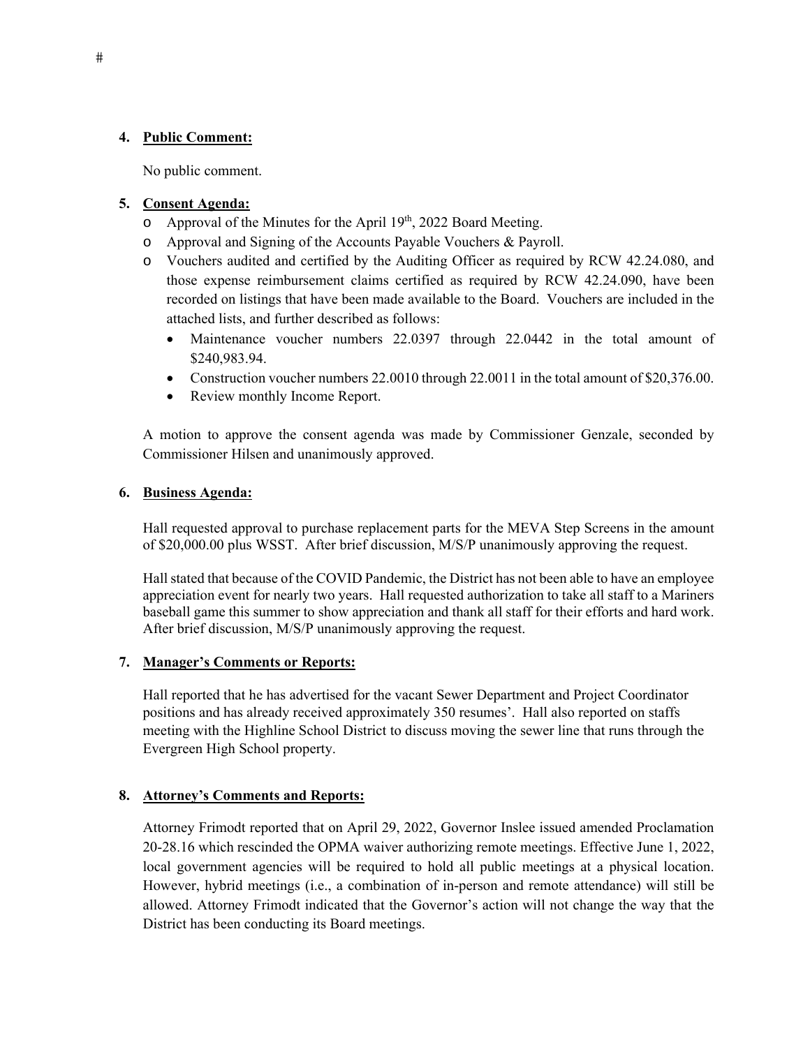4. **Public Comment:**

   No public comment.

5. **Consent Agenda:**
   - Approval of the Minutes for the April 19th, 2022 Board Meeting.
   - Approval and Signing of the Accounts Payable Vouchers & Payroll.
   - Vouchers audited and certified by the Auditing Officer as required by RCW 42.24.080, and those expense reimbursement claims certified as required by RCW 42.24.090, have been recorded on listings that have been made available to the Board. Vouchers are included in the attached lists, and further described as follows:
     - Maintenance voucher numbers 22.0397 through 22.0442 in the total amount of $240,983.94.
     - Construction voucher numbers 22.0010 through 22.0011 in the total amount of $20,376.00.
     - Review monthly Income Report.

   A motion to approve the consent agenda was made by Commissioner Genzale, seconded by Commissioner Hilsen and unanimously approved.

6. **Business Agenda:**

   Hall requested approval to purchase replacement parts for the MEVA Step Screens in the amount of $20,000.00 plus WSST. After brief discussion, M/S/P unanimously approving the request.

   Hall stated that because of the COVID Pandemic, the District has not been able to have an employee appreciation event for nearly two years. Hall requested authorization to take all staff to a Mariners baseball game this summer to show appreciation and thank all staff for their efforts and hard work. After brief discussion, M/S/P unanimously approving the request.

7. **Manager's Comments or Reports:**

   Hall reported that he has advertised for the vacant Sewer Department and Project Coordinator positions and has already received approximately 350 resumes'. Hall also reported on staffs meeting with the Highline School District to discuss moving the sewer line that runs through the Evergreen High School property.

8. **Attorney's Comments and Reports:**

   Attorney Frimodt reported that on April 29, 2022, Governor Inslee issued amended Proclamation 20-28.16 which rescinded the OPMA waiver authorizing remote meetings. Effective June 1, 2022, local government agencies will be required to hold all public meetings at a physical location. However, hybrid meetings (i.e., a combination of in-person and remote attendance) will still be allowed. Attorney Frimodt indicated that the Governor's action will not change the way that the District has been conducting its Board meetings.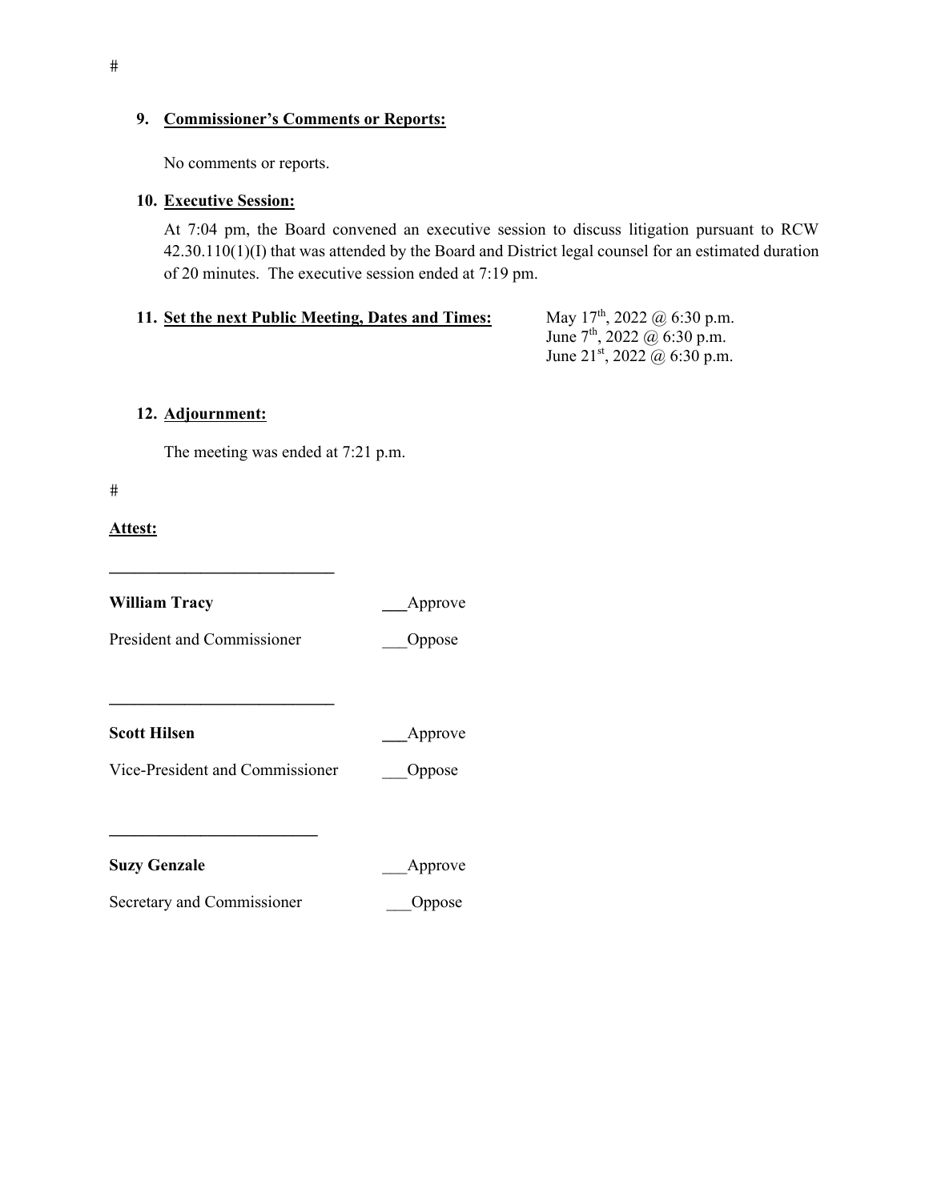#

**9. Commissioner's Comments or Reports:**

No comments or reports.

**10. Executive Session:**

At 7:04 pm, the Board convened an executive session to discuss litigation pursuant to RCW 42.30.110(1)(I) that was attended by the Board and District legal counsel for an estimated duration of 20 minutes. The executive session ended at 7:19 pm.

**11. Set the next Public Meeting, Dates and Times:**

May 17th, 2022 @ 6:30 p.m.
June 7th, 2022 @ 6:30 p.m.
June 21st, 2022 @ 6:30 p.m.

**12. Adjournment:**

The meeting was ended at 7:21 p.m.

#

**Attest:**

___________________________

**William Tracy** ___Approve

President and Commissioner ___Oppose

___________________________

**Scott Hilsen** ___Approve

Vice-President and Commissioner ___Oppose

_________________________

**Suzy Genzale** ___Approve

Secretary and Commissioner ___Oppose